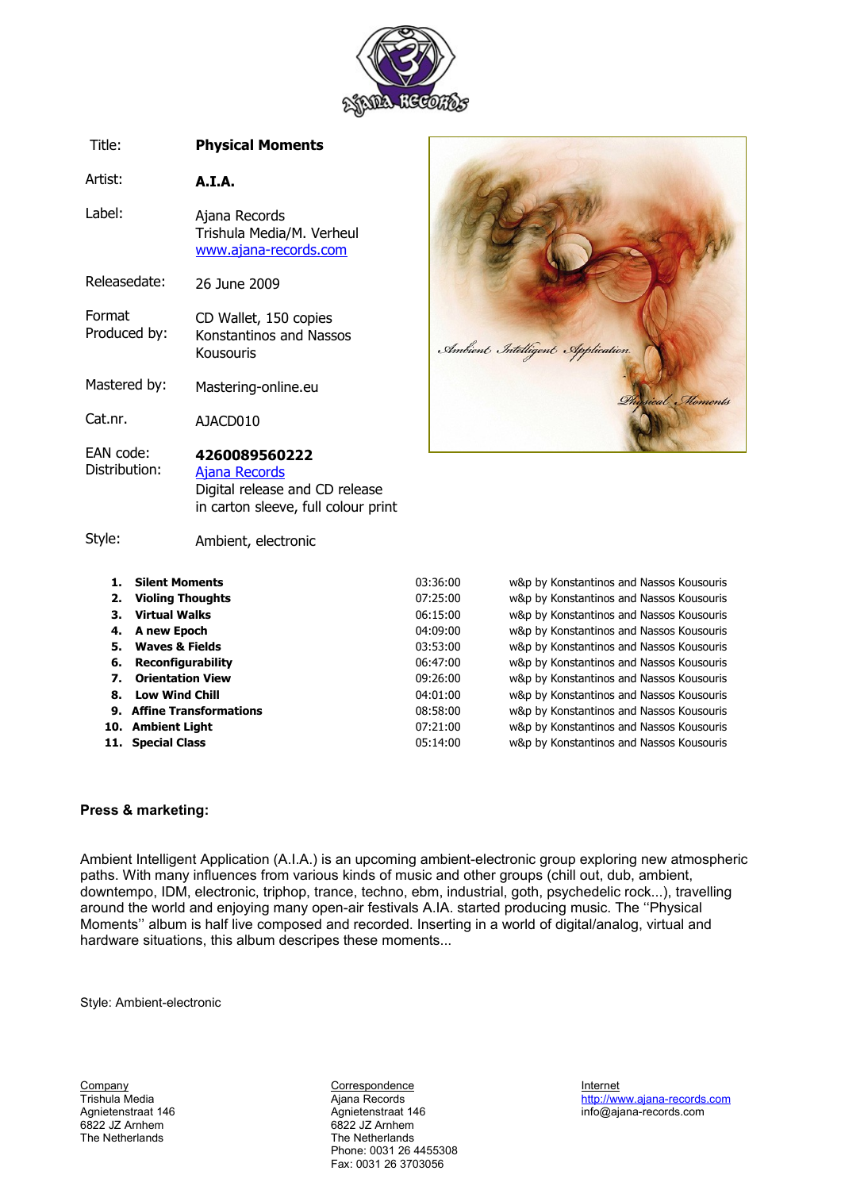| | |
|---|---|
| Title: | **Physical Moments** |
| Artist: | **A.I.A.** |
| Label: | Ajana Records<br>Trishula Media/M. Verheul<br>www.ajana-records.com |
| Releasedate: | 26 June 2009 |
| Format | CD Wallet, 150 copies |
| Produced by: | Konstantinos and Nassos Kousouris |
| Mastered by: | Mastering-online.eu |
| Cat.nr. | AJACD010 |
| EAN code: | **4260089560222** |
| Distribution: | Ajana Records<br>Digital release and CD release in carton sleeve, full colour print |
| Style: | Ambient, electronic |

| # | Title | Time | Credits |
|---|---|---|---|
| 1. | **Silent Moments** | 03:36:00 | w&p by Konstantinos and Nassos Kousouris |
| 2. | **Violing Thoughts** | 07:25:00 | w&p by Konstantinos and Nassos Kousouris |
| 3. | **Virtual Walks** | 06:15:00 | w&p by Konstantinos and Nassos Kousouris |
| 4. | **A new Epoch** | 04:09:00 | w&p by Konstantinos and Nassos Kousouris |
| 5. | **Waves & Fields** | 03:53:00 | w&p by Konstantinos and Nassos Kousouris |
| 6. | **Reconfigurability** | 06:47:00 | w&p by Konstantinos and Nassos Kousouris |
| 7. | **Orientation View** | 09:26:00 | w&p by Konstantinos and Nassos Kousouris |
| 8. | **Low Wind Chill** | 04:01:00 | w&p by Konstantinos and Nassos Kousouris |
| 9. | **Affine Transformations** | 08:58:00 | w&p by Konstantinos and Nassos Kousouris |
| 10. | **Ambient Light** | 07:21:00 | w&p by Konstantinos and Nassos Kousouris |
| 11. | **Special Class** | 05:14:00 | w&p by Konstantinos and Nassos Kousouris |

**Press & marketing:**

Ambient Intelligent Application (A.I.A.) is an upcoming ambient-electronic group exploring new atmospheric paths. With many influences from various kinds of music and other groups (chill out, dub, ambient, downtempo, IDM, electronic, triphop, trance, techno, ebm, industrial, goth, psychedelic rock...), travelling around the world and enjoying many open-air festivals A.IA. started producing music. The ''Physical Moments'' album is half live composed and recorded. Inserting in a world of digital/analog, virtual and hardware situations, this album descripes these moments...

Style: Ambient-electronic

Company
Trishula Media
Agnietenstraat 146
6822 JZ Arnhem
The Netherlands

Correspondence
Ajana Records
Agnietenstraat 146
6822 JZ Arnhem
The Netherlands
Phone: 0031 26 4455308
Fax: 0031 26 3703056

Internet
http://www.ajana-records.com
info@ajana-records.com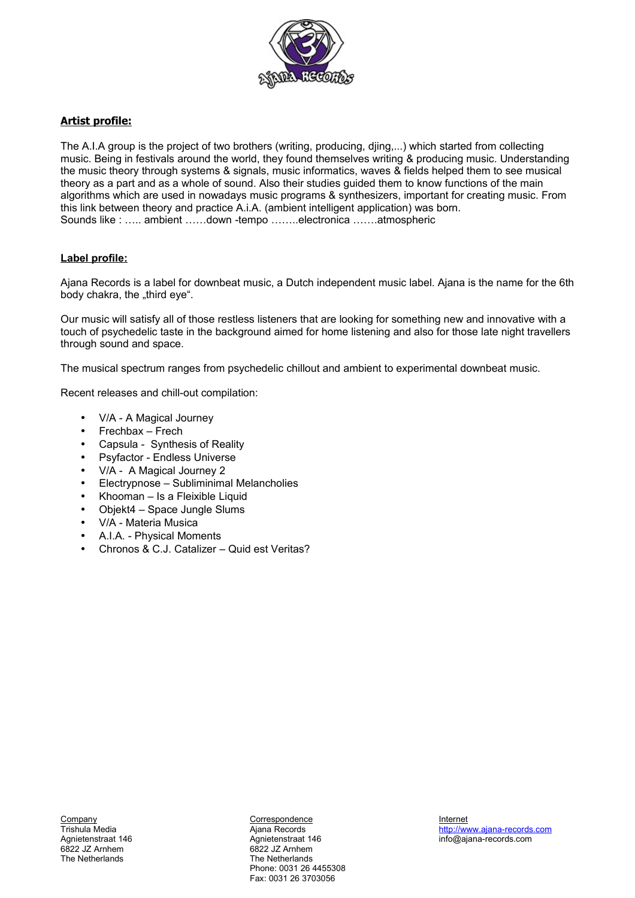**Artist profile:**

The A.I.A group is the project of two brothers (writing, producing, djing,...) which started from collecting music. Being in festivals around the world, they found themselves writing & producing music. Understanding the music theory through systems & signals, music informatics, waves & fields helped them to see musical theory as a part and as a whole of sound. Also their studies guided them to know functions of the main algorithms which are used in nowadays music programs & synthesizers, important for creating music. From this link between theory and practice A.i.A. (ambient intelligent application) was born.
Sounds like : ….. ambient ……down -tempo ……..electronica …….atmospheric

**Label profile:**

Ajana Records is a label for downbeat music, a Dutch independent music label. Ajana is the name for the 6th body chakra, the „third eye".

Our music will satisfy all of those restless listeners that are looking for something new and innovative with a touch of psychedelic taste in the background aimed for home listening and also for those late night travellers through sound and space.

The musical spectrum ranges from psychedelic chillout and ambient to experimental downbeat music.

Recent releases and chill-out compilation:

- V/A - A Magical Journey
- Frechbax – Frech
- Capsula - Synthesis of Reality
- Psyfactor - Endless Universe
- V/A - A Magical Journey 2
- Electrypnose – Subliminimal Melancholies
- Khooman – Is a Fleixible Liquid
- Objekt4 – Space Jungle Slums
- V/A - Materia Musica
- A.I.A. - Physical Moments
- Chronos & C.J. Catalizer – Quid est Veritas?

Company
Trishula Media
Agnietenstraat 146
6822 JZ Arnhem
The Netherlands

Correspondence
Ajana Records
Agnietenstraat 146
6822 JZ Arnhem
The Netherlands
Phone: 0031 26 4455308
Fax: 0031 26 3703056

Internet
http://www.ajana-records.com
info@ajana-records.com